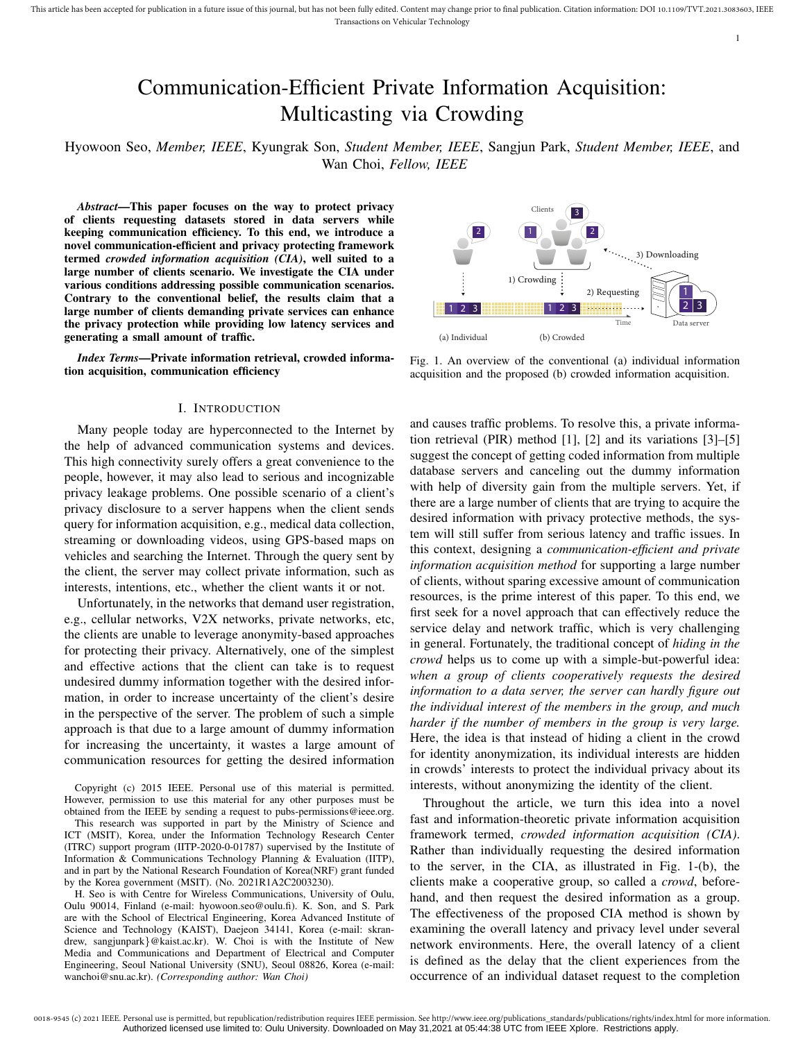# Communication-Efficient Private Information Acquisition: Multicasting via Crowding

Hyowoon Seo, *Member, IEEE*, Kyungrak Son, *Student Member, IEEE*, Sangjun Park, *Student Member, IEEE*, and Wan Choi, *Fellow, IEEE*

***Abstract*—This paper focuses on the way to protect privacy of clients requesting datasets stored in data servers while keeping communication efficiency. To this end, we introduce a novel communication-efficient and privacy protecting framework termed *crowded information acquisition (CIA)*, well suited to a large number of clients scenario. We investigate the CIA under various conditions addressing possible communication scenarios. Contrary to the conventional belief, the results claim that a large number of clients demanding private services can enhance the privacy protection while providing low latency services and generating a small amount of traffic.**

***Index Terms*—Private information retrieval, crowded information acquisition, communication efficiency**

Fig. 1. An overview of the conventional (a) individual information acquisition and the proposed (b) crowded information acquisition.

## I. Introduction

Many people today are hyperconnected to the Internet by the help of advanced communication systems and devices. This high connectivity surely offers a great convenience to the people, however, it may also lead to serious and incognizable privacy leakage problems. One possible scenario of a client's privacy disclosure to a server happens when the client sends query for information acquisition, e.g., medical data collection, streaming or downloading videos, using GPS-based maps on vehicles and searching the Internet. Through the query sent by the client, the server may collect private information, such as interests, intentions, etc., whether the client wants it or not.

Unfortunately, in the networks that demand user registration, e.g., cellular networks, V2X networks, private networks, etc, the clients are unable to leverage anonymity-based approaches for protecting their privacy. Alternatively, one of the simplest and effective actions that the client can take is to request undesired dummy information together with the desired information, in order to increase uncertainty of the client's desire in the perspective of the server. The problem of such a simple approach is that due to a large amount of dummy information for increasing the uncertainty, it wastes a large amount of communication resources for getting the desired information and causes traffic problems. To resolve this, a private information retrieval (PIR) method [1], [2] and its variations [3]–[5] suggest the concept of getting coded information from multiple database servers and canceling out the dummy information with help of diversity gain from the multiple servers. Yet, if there are a large number of clients that are trying to acquire the desired information with privacy protective methods, the system will still suffer from serious latency and traffic issues. In this context, designing a *communication-efficient and private information acquisition method* for supporting a large number of clients, without sparing excessive amount of communication resources, is the prime interest of this paper. To this end, we first seek for a novel approach that can effectively reduce the service delay and network traffic, which is very challenging in general. Fortunately, the traditional concept of *hiding in the crowd* helps us to come up with a simple-but-powerful idea: *when a group of clients cooperatively requests the desired information to a data server, the server can hardly figure out the individual interest of the members in the group, and much harder if the number of members in the group is very large.* Here, the idea is that instead of hiding a client in the crowd for identity anonymization, its individual interests are hidden in crowds' interests to protect the individual privacy about its interests, without anonymizing the identity of the client.

Throughout the article, we turn this idea into a novel fast and information-theoretic private information acquisition framework termed, *crowded information acquisition (CIA)*. Rather than individually requesting the desired information to the server, in the CIA, as illustrated in Fig. 1-(b), the clients make a cooperative group, so called a *crowd*, beforehand, and then request the desired information as a group. The effectiveness of the proposed CIA method is shown by examining the overall latency and privacy level under several network environments. Here, the overall latency of a client is defined as the delay that the client experiences from the occurrence of an individual dataset request to the completion

Copyright (c) 2015 IEEE. Personal use of this material is permitted. However, permission to use this material for any other purposes must be obtained from the IEEE by sending a request to pubs-permissions@ieee.org.

This research was supported in part by the Ministry of Science and ICT (MSIT), Korea, under the Information Technology Research Center (ITRC) support program (IITP-2020-0-01787) supervised by the Institute of Information & Communications Technology Planning & Evaluation (IITP), and in part by the National Research Foundation of Korea(NRF) grant funded by the Korea government (MSIT). (No. 2021R1A2C2003230).

H. Seo is with Centre for Wireless Communications, University of Oulu, Oulu 90014, Finland (e-mail: hyowoon.seo@oulu.fi). K. Son, and S. Park are with the School of Electrical Engineering, Korea Advanced Institute of Science and Technology (KAIST), Daejeon 34141, Korea (e-mail: skrandrew, sangjunpark}@kaist.ac.kr). W. Choi is with the Institute of New Media and Communications and Department of Electrical and Computer Engineering, Seoul National University (SNU), Seoul 08826, Korea (e-mail: wanchoi@snu.ac.kr). *(Corresponding author: Wan Choi)*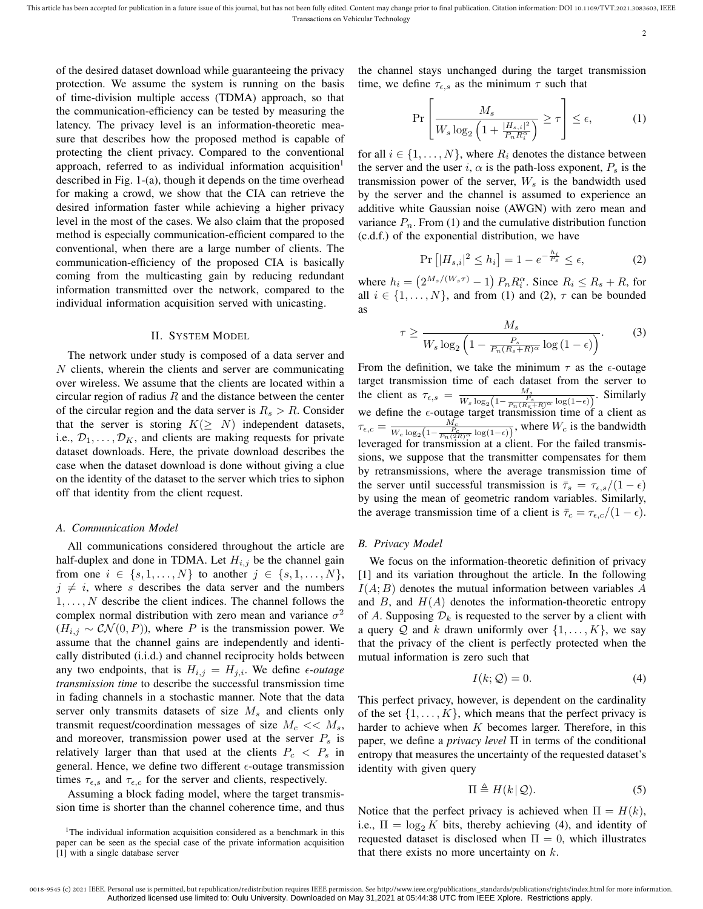of the desired dataset download while guaranteeing the privacy protection. We assume the system is running on the basis of time-division multiple access (TDMA) approach, so that the communication-efficiency can be tested by measuring the latency. The privacy level is an information-theoretic measure that describes how the proposed method is capable of protecting the client privacy. Compared to the conventional approach, referred to as individual information acquisition[1] described in Fig. 1-(a), though it depends on the time overhead for making a crowd, we show that the CIA can retrieve the desired information faster while achieving a higher privacy level in the most of the cases. We also claim that the proposed method is especially communication-efficient compared to the conventional, when there are a large number of clients. The communication-efficiency of the proposed CIA is basically coming from the multicasting gain by reducing redundant information transmitted over the network, compared to the individual information acquisition served with unicasting.

## II. System Model

The network under study is composed of a data server and $N$ clients, wherein the clients and server are communicating over wireless. We assume that the clients are located within a circular region of radius $R$ and the distance between the center of the circular region and the data server is $R_s > R$. Consider that the server is storing $K (\geq N)$ independent datasets, i.e., $\mathcal{D}_1, \ldots, \mathcal{D}_K$, and clients are making requests for private dataset downloads. Here, the private download describes the case when the dataset download is done without giving a clue on the identity of the dataset to the server which tries to siphon off that identity from the client request.

### A. Communication Model

All communications considered throughout the article are half-duplex and done in TDMA. Let $H_{i,j}$ be the channel gain from one $i \in \{s, 1, \ldots, N\}$ to another $j \in \{s, 1, \ldots, N\}$, $j \neq i$, where $s$ describes the data server and the numbers $1, \ldots, N$ describe the client indices. The channel follows the complex normal distribution with zero mean and variance $\sigma^2$ ($H_{i,j} \sim \mathcal{CN}(0, P)$), where $P$ is the transmission power. We assume that the channel gains are independently and identically distributed (i.i.d.) and channel reciprocity holds between any two endpoints, that is $H_{i,j} = H_{j,i}$. We define *$\epsilon$-outage transmission time* to describe the successful transmission time in fading channels in a stochastic manner. Note that the data server only transmits datasets of size $M_s$ and clients only transmit request/coordination messages of size $M_c << M_s$, and moreover, transmission power used at the server $P_s$ is relatively larger than that used at the clients $P_c < P_s$ in general. Hence, we define two different $\epsilon$-outage transmission times $\tau_{\epsilon,s}$ and $\tau_{\epsilon,c}$ for the server and clients, respectively.

Assuming a block fading model, where the target transmission time is shorter than the channel coherence time, and thus the channel stays unchanged during the target transmission time, we define $\tau_{\epsilon,s}$ as the minimum $\tau$ such that

$$\Pr\left[\frac{M_s}{W_s \log_2\left(1 + \frac{|H_{s,i}|^2}{P_n R_i^\alpha}\right)} \geq \tau\right] \leq \epsilon, \tag{1}$$

for all $i \in \{1, \ldots, N\}$, where $R_i$ denotes the distance between the server and the user $i$, $\alpha$ is the path-loss exponent, $P_s$ is the transmission power of the server, $W_s$ is the bandwidth used by the server and the channel is assumed to experience an additive white Gaussian noise (AWGN) with zero mean and variance $P_n$. From (1) and the cumulative distribution function (c.d.f.) of the exponential distribution, we have

$$\Pr\left[|H_{s,i}|^2 \leq h_i\right] = 1 - e^{-\frac{h_i}{P_s}} \leq \epsilon, \tag{2}$$

where $h_i = \left(2^{M_s/(W_s\tau)} - 1\right) P_n R_i^\alpha$. Since $R_i \leq R_s + R$, for all $i \in \{1, \ldots, N\}$, and from (1) and (2), $\tau$ can be bounded as

$$\tau \geq \frac{M_s}{W_s \log_2\left(1 - \frac{P_s}{P_n (R_s+R)^\alpha} \log\left(1 - \epsilon\right)\right)}. \tag{3}$$

From the definition, we take the minimum $\tau$ as the $\epsilon$-outage target transmission time of each dataset from the server to the client as $\tau_{\epsilon,s} = \frac{M_s}{W_s \log_2\left(1 - \frac{P_s}{P_n (R_s+R)^\alpha} \log(1-\epsilon)\right)}$. Similarly we define the $\epsilon$-outage target transmission time of a client as $\tau_{\epsilon,c} = \frac{M_c}{W_c \log_2\left(1 - \frac{P_c}{P_n (2R)^\alpha} \log(1-\epsilon)\right)}$, where $W_c$ is the bandwidth leveraged for transmission at a client. For the failed transmissions, we suppose that the transmitter compensates for them by retransmissions, where the average transmission time of the server until successful transmission is $\bar{\tau}_s = \tau_{\epsilon,s}/(1-\epsilon)$ by using the mean of geometric random variables. Similarly, the average transmission time of a client is $\bar{\tau}_c = \tau_{\epsilon,c}/(1-\epsilon)$.

### B. Privacy Model

We focus on the information-theoretic definition of privacy [1] and its variation throughout the article. In the following $I(A; B)$ denotes the mutual information between variables $A$ and $B$, and $H(A)$ denotes the information-theoretic entropy of $A$. Supposing $\mathcal{D}_k$ is requested to the server by a client with a query $\mathcal{Q}$ and $k$ drawn uniformly over $\{1, \ldots, K\}$, we say that the privacy of the client is perfectly protected when the mutual information is zero such that

$$I(k; \mathcal{Q}) = 0. \tag{4}$$

This perfect privacy, however, is dependent on the cardinality of the set $\{1, \ldots, K\}$, which means that the perfect privacy is harder to achieve when $K$ becomes larger. Therefore, in this paper, we define a *privacy level* $\Pi$ in terms of the conditional entropy that measures the uncertainty of the requested dataset's identity with given query

$$\Pi \triangleq H(k \,|\, \mathcal{Q}). \tag{5}$$

Notice that the perfect privacy is achieved when $\Pi = H(k)$, i.e., $\Pi = \log_2 K$ bits, thereby achieving (4), and identity of requested dataset is disclosed when $\Pi = 0$, which illustrates that there exists no more uncertainty on $k$.

[1] The individual information acquisition considered as a benchmark in this paper can be seen as the special case of the private information acquisition [1] with a single database server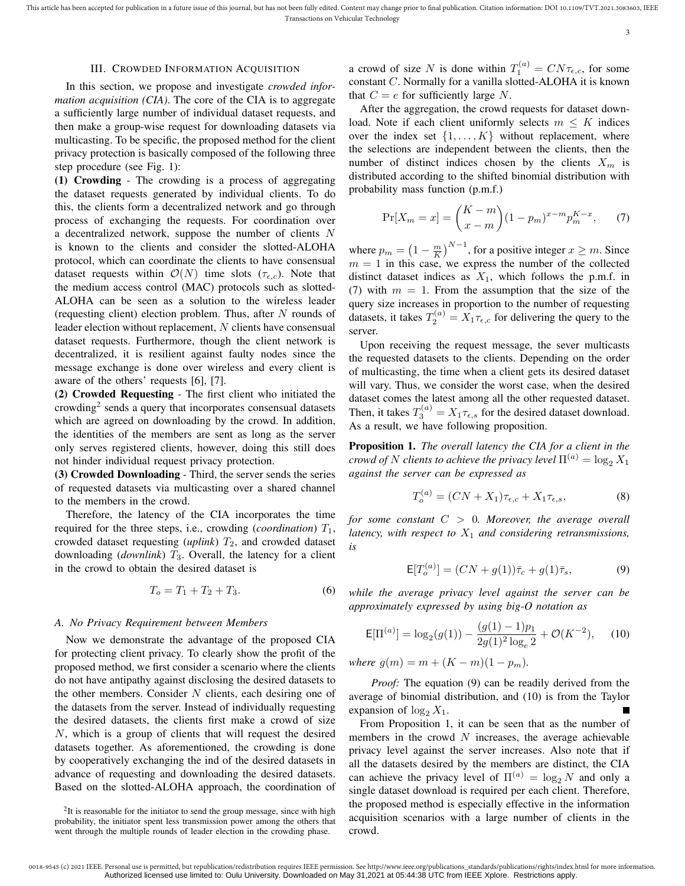## III. Crowded Information Acquisition

In this section, we propose and investigate *crowded information acquisition (CIA)*. The core of the CIA is to aggregate a sufficiently large number of individual dataset requests, and then make a group-wise request for downloading datasets via multicasting. To be specific, the proposed method for the client privacy protection is basically composed of the following three step procedure (see Fig. 1):

**(1) Crowding** - The crowding is a process of aggregating the dataset requests generated by individual clients. To do this, the clients form a decentralized network and go through process of exchanging the requests. For coordination over a decentralized network, suppose the number of clients $N$ is known to the clients and consider the slotted-ALOHA protocol, which can coordinate the clients to have consensual dataset requests within $\mathcal{O}(N)$ time slots ($\tau_{\epsilon,c}$). Note that the medium access control (MAC) protocols such as slotted-ALOHA can be seen as a solution to the wireless leader (requesting client) election problem. Thus, after $N$ rounds of leader election without replacement, $N$ clients have consensual dataset requests. Furthermore, though the client network is decentralized, it is resilient against faulty nodes since the message exchange is done over wireless and every client is aware of the others' requests [6], [7].

**(2) Crowded Requesting** - The first client who initiated the crowding[2] sends a query that incorporates consensual datasets which are agreed on downloading by the crowd. In addition, the identities of the members are sent as long as the server only serves registered clients, however, doing this still does not hinder individual request privacy protection.

**(3) Crowded Downloading** - Third, the server sends the series of requested datasets via multicasting over a shared channel to the members in the crowd.

Therefore, the latency of the CIA incorporates the time required for the three steps, i.e., crowding (*coordination*) $T_1$, crowded dataset requesting (*uplink*) $T_2$, and crowded dataset downloading (*downlink*) $T_3$. Overall, the latency for a client in the crowd to obtain the desired dataset is

$$T_o = T_1 + T_2 + T_3. \tag{6}$$

### A. No Privacy Requirement between Members

Now we demonstrate the advantage of the proposed CIA for protecting client privacy. To clearly show the profit of the proposed method, we first consider a scenario where the clients do not have antipathy against disclosing the desired datasets to the other members. Consider $N$ clients, each desiring one of the datasets from the server. Instead of individually requesting the desired datasets, the clients first make a crowd of size $N$, which is a group of clients that will request the desired datasets together. As aforementioned, the crowding is done by cooperatively exchanging the ind of the desired datasets in advance of requesting and downloading the desired datasets. Based on the slotted-ALOHA approach, the coordination of a crowd of size $N$ is done within $T_1^{(a)} = CN\tau_{\epsilon,c}$, for some constant $C$. Normally for a vanilla slotted-ALOHA it is known that $C = e$ for sufficiently large $N$.

After the aggregation, the crowd requests for dataset download. Note if each client uniformly selects $m \leq K$ indices over the index set $\{1, \ldots, K\}$ without replacement, where the selections are independent between the clients, then the number of distinct indices chosen by the clients $X_m$ is distributed according to the shifted binomial distribution with probability mass function (p.m.f.)

$$\Pr[X_m = x] = \binom{K-m}{x-m}(1-p_m)^{x-m}p_m^{K-x}, \tag{7}$$

where $p_m = \left(1 - \frac{m}{K}\right)^{N-1}$, for a positive integer $x \geq m$. Since $m = 1$ in this case, we express the number of the collected distinct dataset indices as $X_1$, which follows the p.m.f. in (7) with $m = 1$. From the assumption that the size of the query size increases in proportion to the number of requesting datasets, it takes $T_2^{(a)} = X_1\tau_{\epsilon,c}$ for delivering the query to the server.

Upon receiving the request message, the sever multicasts the requested datasets to the clients. Depending on the order of multicasting, the time when a client gets its desired dataset will vary. Thus, we consider the worst case, when the desired dataset comes the latest among all the other requested dataset. Then, it takes $T_3^{(a)} = X_1\tau_{\epsilon,s}$ for the desired dataset download. As a result, we have following proposition.

**Proposition 1.** *The overall latency the CIA for a client in the crowd of $N$ clients to achieve the privacy level $\Pi^{(a)} = \log_2 X_1$ against the server can be expressed as*

$$T_o^{(a)} = (CN + X_1)\tau_{\epsilon,c} + X_1\tau_{\epsilon,s}, \tag{8}$$

*for some constant $C > 0$. Moreover, the average overall latency, with respect to $X_1$ and considering retransmissions, is*

$$\mathsf{E}[T_o^{(a)}] = (CN + g(1))\bar{\tau}_c + g(1)\bar{\tau}_s, \tag{9}$$

*while the average privacy level against the server can be approximately expressed by using big-O notation as*

$$\mathsf{E}[\Pi^{(a)}] = \log_2(g(1)) - \frac{(g(1)-1)p_1}{2g(1)^2\log_e 2} + \mathcal{O}(K^{-2}), \tag{10}$$

*where $g(m) = m + (K-m)(1-p_m)$.*

*Proof:* The equation (9) can be readily derived from the average of binomial distribution, and (10) is from the Taylor expansion of $\log_2 X_1$. ∎

From Proposition 1, it can be seen that as the number of members in the crowd $N$ increases, the average achievable privacy level against the server increases. Also note that if all the datasets desired by the members are distinct, the CIA can achieve the privacy level of $\Pi^{(a)} = \log_2 N$ and only a single dataset download is required per each client. Therefore, the proposed method is especially effective in the information acquisition scenarios with a large number of clients in the crowd.

[2] It is reasonable for the initiator to send the group message, since with high probability, the initiator spent less transmission power among the others that went through the multiple rounds of leader election in the crowding phase.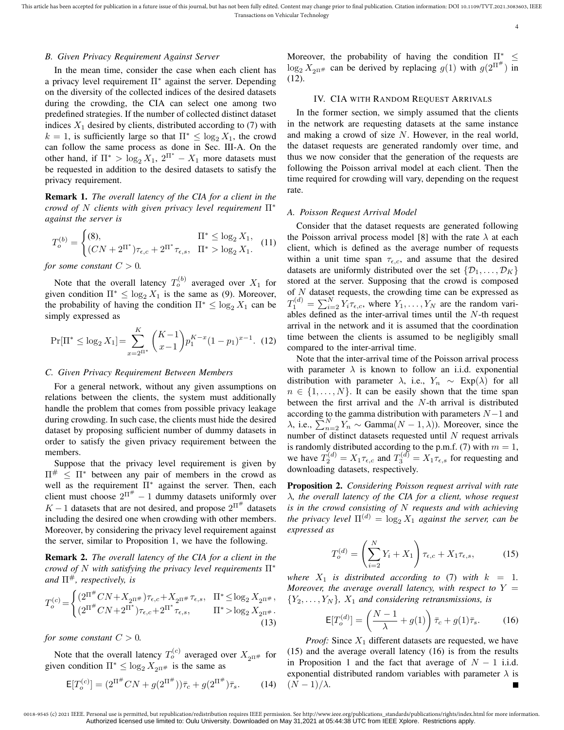### B. Given Privacy Requirement Against Server

In the mean time, consider the case when each client has a privacy level requirement $\Pi^*$ against the server. Depending on the diversity of the collected indices of the desired datasets during the crowding, the CIA can select one among two predefined strategies. If the number of collected distinct dataset indices $X_1$ desired by clients, distributed according to (7) with $k = 1$, is sufficiently large so that $\Pi^* \leq \log_2 X_1$, the crowd can follow the same process as done in Sec. III-A. On the other hand, if $\Pi^* > \log_2 X_1$, $2^{\Pi^*} - X_1$ more datasets must be requested in addition to the desired datasets to satisfy the privacy requirement.

**Remark 1.** *The overall latency of the CIA for a client in the crowd of $N$ clients with given privacy level requirement $\Pi^*$ against the server is*

$$T_o^{(b)} = \begin{cases} (8), & \Pi^* \leq \log_2 X_1, \\ (CN + 2^{\Pi^*})\tau_{\epsilon,c} + 2^{\Pi^*}\tau_{\epsilon,s}, & \Pi^* > \log_2 X_1. \end{cases} \quad (11)$$

*for some constant $C > 0$.*

Note that the overall latency $T_o^{(b)}$ averaged over $X_1$ for given condition $\Pi^* \leq \log_2 X_1$ is the same as (9). Moreover, the probability of having the condition $\Pi^* \leq \log_2 X_1$ can be simply expressed as

$$\Pr[\Pi^* \leq \log_2 X_1] = \sum_{x=2^{\Pi^*}}^{K} \binom{K-1}{x-1} p_1^{K-x}(1-p_1)^{x-1}. \quad (12)$$

### C. Given Privacy Requirement Between Members

For a general network, without any given assumptions on relations between the clients, the system must additionally handle the problem that comes from possible privacy leakage during crowding. In such case, the clients must hide the desired dataset by proposing sufficient number of dummy datasets in order to satisfy the given privacy requirement between the members.

Suppose that the privacy level requirement is given by $\Pi^\# \leq \Pi^*$ between any pair of members in the crowd as well as the requirement $\Pi^*$ against the server. Then, each client must choose $2^{\Pi^\#} - 1$ dummy datasets uniformly over $K - 1$ datasets that are not desired, and propose $2^{\Pi^\#}$ datasets including the desired one when crowding with other members. Moreover, by considering the privacy level requirement against the server, similar to Proposition 1, we have the following.

**Remark 2.** *The overall latency of the CIA for a client in the crowd of $N$ with satisfying the privacy level requirements $\Pi^*$ and $\Pi^\#$, respectively, is*

$$T_o^{(c)} = \begin{cases} (2^{\Pi^\#}CN + X_{2^{\Pi^\#}})\tau_{\epsilon,c} + X_{2^{\Pi^\#}}\tau_{\epsilon,s}, & \Pi^* \leq \log_2 X_{2^{\Pi^\#}}, \\ (2^{\Pi^\#}CN + 2^{\Pi^*})\tau_{\epsilon,c} + 2^{\Pi^*}\tau_{\epsilon,s}, & \Pi^* > \log_2 X_{2^{\Pi^\#}}. \end{cases} \quad (13)$$

*for some constant $C > 0$.*

Note that the overall latency $T_o^{(c)}$ averaged over $X_{2^{\Pi^\#}}$ for given condition $\Pi^* \leq \log_2 X_{2^{\Pi^\#}}$ is the same as

$$\mathsf{E}[T_o^{(c)}] = (2^{\Pi^\#}CN + g(2^{\Pi^\#}))\bar{\tau}_c + g(2^{\Pi^\#})\bar{\tau}_s. \quad (14)$$

Moreover, the probability of having the condition $\Pi^* \leq \log_2 X_{2^{\Pi^\#}}$ can be derived by replacing $g(1)$ with $g(2^{\Pi^\#})$ in (12).

## IV. CIA with Random Request Arrivals

In the former section, we simply assumed that the clients in the network are requesting datasets at the same instance and making a crowd of size $N$. However, in the real world, the dataset requests are generated randomly over time, and thus we now consider that the generation of the requests are following the Poisson arrival model at each client. Then the time required for crowding will vary, depending on the request rate.

### A. Poisson Request Arrival Model

Consider that the dataset requests are generated following the Poisson arrival process model [8] with the rate $\lambda$ at each client, which is defined as the average number of requests within a unit time span $\tau_{\epsilon,c}$, and assume that the desired datasets are uniformly distributed over the set $\{\mathcal{D}_1, \ldots, \mathcal{D}_K\}$ stored at the server. Supposing that the crowd is composed of $N$ dataset requests, the crowding time can be expressed as $T_1^{(d)} = \sum_{i=2}^{N} Y_i \tau_{\epsilon,c}$, where $Y_1, \ldots, Y_N$ are the random variables defined as the inter-arrival times until the $N$-th request arrival in the network and it is assumed that the coordination time between the clients is assumed to be negligibly small compared to the inter-arrival time.

Note that the inter-arrival time of the Poisson arrival process with parameter $\lambda$ is known to follow an i.i.d. exponential distribution with parameter $\lambda$, i.e., $Y_n \sim \text{Exp}(\lambda)$ for all $n \in \{1, \ldots, N\}$. It can be easily shown that the time span between the first arrival and the $N$-th arrival is distributed according to the gamma distribution with parameters $N-1$ and $\lambda$, i.e., $\sum_{n=2}^{N} Y_n \sim \text{Gamma}(N-1, \lambda)$). Moreover, since the number of distinct datasets requested until $N$ request arrivals is randomly distributed according to the p.m.f. (7) with $m = 1$, we have $T_2^{(d)} = X_1 \tau_{\epsilon,c}$ and $T_3^{(d)} = X_1 \tau_{\epsilon,s}$ for requesting and downloading datasets, respectively.

**Proposition 2.** *Considering Poisson request arrival with rate $\lambda$, the overall latency of the CIA for a client, whose request is in the crowd consisting of $N$ requests and with achieving the privacy level $\Pi^{(d)} = \log_2 X_1$ against the server, can be expressed as*

$$T_o^{(d)} = \left(\sum_{i=2}^{N} Y_i + X_1\right)\tau_{\epsilon,c} + X_1 \tau_{\epsilon,s}, \quad (15)$$

*where $X_1$ is distributed according to (7) with $k = 1$. Moreover, the average overall latency, with respect to $Y = \{Y_2, \ldots, Y_N\}$, $X_1$ and considering retransmissions, is*

$$\mathsf{E}[T_o^{(d)}] = \left(\frac{N-1}{\lambda} + g(1)\right)\bar{\tau}_c + g(1)\bar{\tau}_s. \quad (16)$$

*Proof:* Since $X_1$ different datasets are requested, we have (15) and the average overall latency (16) is from the results in Proposition 1 and the fact that average of $N - 1$ i.i.d. exponential distributed random variables with parameter $\lambda$ is $(N - 1)/\lambda$. ∎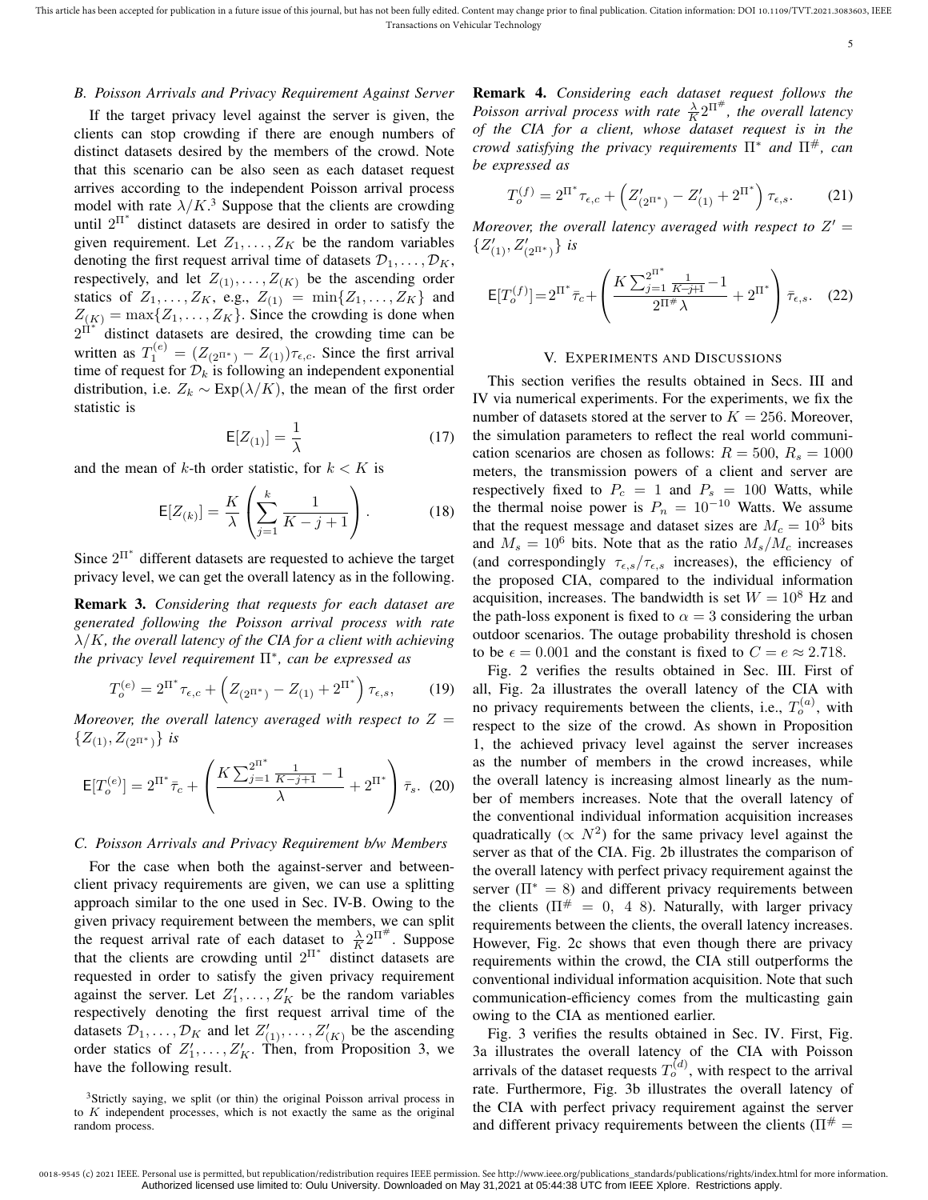### B. Poisson Arrivals and Privacy Requirement Against Server

If the target privacy level against the server is given, the clients can stop crowding if there are enough numbers of distinct datasets desired by the members of the crowd. Note that this scenario can be also seen as each dataset request arrives according to the independent Poisson arrival process model with rate $\lambda/K$.[3] Suppose that the clients are crowding until $2^{\Pi^*}$ distinct datasets are desired in order to satisfy the given requirement. Let $Z_1, \ldots, Z_K$ be the random variables denoting the first request arrival time of datasets $\mathcal{D}_1, \ldots, \mathcal{D}_K$, respectively, and let $Z_{(1)}, \ldots, Z_{(K)}$ be the ascending order statics of $Z_1, \ldots, Z_K$, e.g., $Z_{(1)} = \min\{Z_1, \ldots, Z_K\}$ and $Z_{(K)} = \max\{Z_1, \ldots, Z_K\}$. Since the crowding is done when $2^{\Pi^*}$ distinct datasets are desired, the crowding time can be written as $T_1^{(e)} = (Z_{(2^{\Pi^*})} - Z_{(1)})\tau_{\epsilon,c}$. Since the first arrival time of request for $\mathcal{D}_k$ is following an independent exponential distribution, i.e. $Z_k \sim \text{Exp}(\lambda/K)$, the mean of the first order statistic is

$$\mathsf{E}[Z_{(1)}] = \frac{1}{\lambda} \tag{17}$$

and the mean of $k$-th order statistic, for $k < K$ is

$$\mathsf{E}[Z_{(k)}] = \frac{K}{\lambda}\left(\sum_{j=1}^{k} \frac{1}{K-j+1}\right). \tag{18}$$

Since $2^{\Pi^*}$ different datasets are requested to achieve the target privacy level, we can get the overall latency as in the following.

**Remark 3.** *Considering that requests for each dataset are generated following the Poisson arrival process with rate $\lambda/K$, the overall latency of the CIA for a client with achieving the privacy level requirement $\Pi^*$, can be expressed as*

$$T_o^{(e)} = 2^{\Pi^*}\tau_{\epsilon,c} + \left(Z_{(2^{\Pi^*})} - Z_{(1)} + 2^{\Pi^*}\right)\tau_{\epsilon,s}, \tag{19}$$

*Moreover, the overall latency averaged with respect to $Z = \{Z_{(1)}, Z_{(2^{\Pi^*})}\}$ is*

$$\mathsf{E}[T_o^{(e)}] = 2^{\Pi^*}\bar{\tau}_c + \left(\frac{K\sum_{j=1}^{2^{\Pi^*}}\frac{1}{K-j+1} - 1}{\lambda} + 2^{\Pi^*}\right)\bar{\tau}_s. \tag{20}$$

### C. Poisson Arrivals and Privacy Requirement b/w Members

For the case when both the against-server and between-client privacy requirements are given, we can use a splitting approach similar to the one used in Sec. IV-B. Owing to the given privacy requirement between the members, we can split the request arrival rate of each dataset to $\frac{\lambda}{K}2^{\Pi^\#}$. Suppose that the clients are crowding until $2^{\Pi^*}$ distinct datasets are requested in order to satisfy the given privacy requirement against the server. Let $Z'_1, \ldots, Z'_K$ be the random variables respectively denoting the first request arrival time of the datasets $\mathcal{D}_1, \ldots, \mathcal{D}_K$ and let $Z'_{(1)}, \ldots, Z'_{(K)}$ be the ascending order statics of $Z'_1, \ldots, Z'_K$. Then, from Proposition 3, we have the following result.

[3] Strictly saying, we split (or thin) the original Poisson arrival process in to $K$ independent processes, which is not exactly the same as the original random process.

**Remark 4.** *Considering each dataset request follows the Poisson arrival process with rate $\frac{\lambda}{K}2^{\Pi^\#}$, the overall latency of the CIA for a client, whose dataset request is in the crowd satisfying the privacy requirements $\Pi^*$ and $\Pi^\#$, can be expressed as*

$$T_o^{(f)} = 2^{\Pi^*}\tau_{\epsilon,c} + \left(Z'_{(2^{\Pi^*})} - Z'_{(1)} + 2^{\Pi^*}\right)\tau_{\epsilon,s}. \tag{21}$$

*Moreover, the overall latency averaged with respect to $Z' = \{Z'_{(1)}, Z'_{(2^{\Pi^*})}\}$ is*

$$\mathsf{E}[T_o^{(f)}] = 2^{\Pi^*}\bar{\tau}_c + \left(\frac{K\sum_{j=1}^{2^{\Pi^*}}\frac{1}{K-j+1} - 1}{2^{\Pi^\#}\lambda} + 2^{\Pi^*}\right)\bar{\tau}_{\epsilon,s}. \tag{22}$$

## V. Experiments and Discussions

This section verifies the results obtained in Secs. III and IV via numerical experiments. For the experiments, we fix the number of datasets stored at the server to $K = 256$. Moreover, the simulation parameters to reflect the real world communication scenarios are chosen as follows: $R = 500$, $R_s = 1000$ meters, the transmission powers of a client and server are respectively fixed to $P_c = 1$ and $P_s = 100$ Watts, while the thermal noise power is $P_n = 10^{-10}$ Watts. We assume that the request message and dataset sizes are $M_c = 10^3$ bits and $M_s = 10^6$ bits. Note that as the ratio $M_s/M_c$ increases (and correspondingly $\tau_{\epsilon,s}/\tau_{\epsilon,s}$ increases), the efficiency of the proposed CIA, compared to the individual information acquisition, increases. The bandwidth is set $W = 10^8$ Hz and the path-loss exponent is fixed to $\alpha = 3$ considering the urban outdoor scenarios. The outage probability threshold is chosen to be $\epsilon = 0.001$ and the constant is fixed to $C = e \approx 2.718$.

Fig. 2 verifies the results obtained in Sec. III. First of all, Fig. 2a illustrates the overall latency of the CIA with no privacy requirements between the clients, i.e., $T_o^{(a)}$, with respect to the size of the crowd. As shown in Proposition 1, the achieved privacy level against the server increases as the number of members in the crowd increases, while the overall latency is increasing almost linearly as the number of members increases. Note that the overall latency of the conventional individual information acquisition increases quadratically ($\propto N^2$) for the same privacy level against the server as that of the CIA. Fig. 2b illustrates the comparison of the overall latency with perfect privacy requirement against the server ($\Pi^* = 8$) and different privacy requirements between the clients ($\Pi^\# = 0,\ 4\ 8$). Naturally, with larger privacy requirements between the clients, the overall latency increases. However, Fig. 2c shows that even though there are privacy requirements within the crowd, the CIA still outperforms the conventional individual information acquisition. Note that such communication-efficiency comes from the multicasting gain owing to the CIA as mentioned earlier.

Fig. 3 verifies the results obtained in Sec. IV. First, Fig. 3a illustrates the overall latency of the CIA with Poisson arrivals of the dataset requests $T_o^{(d)}$, with respect to the arrival rate. Furthermore, Fig. 3b illustrates the overall latency of the CIA with perfect privacy requirement against the server and different privacy requirements between the clients ($\Pi^\# =$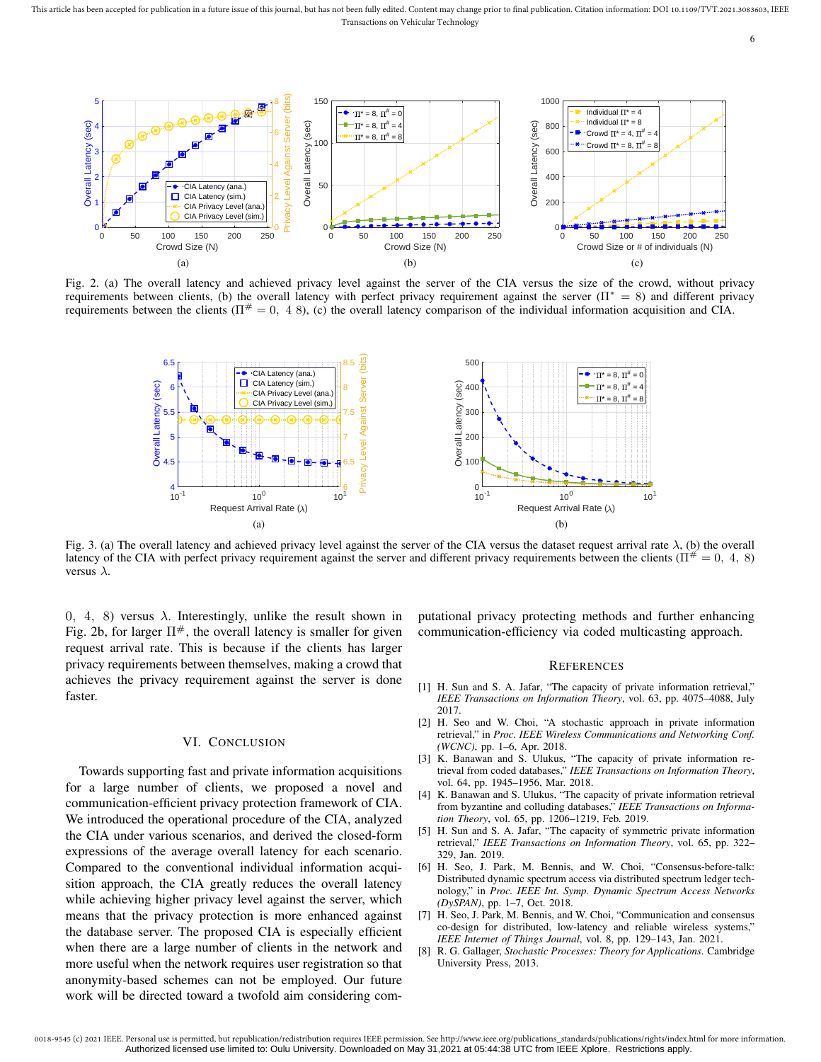(a)

Overall Latency (sec)
Privacy Level Against Server (bits)
Crowd Size (N)
CIA Latency (ana.)
CIA Latency (sim.)
CIA Privacy Level (ana.)
CIA Privacy Level (sim.)

(b)

Overall Latency (sec)
Crowd Size (N)
$\Pi^* = 8,\ \Pi^\# = 0$
$\Pi^* = 8,\ \Pi^\# = 4$
$\Pi^* = 8,\ \Pi^\# = 8$

(c)

Overall Latency (sec)
Crowd Size or # of individuals (N)
Individual $\Pi^* = 4$
Individual $\Pi^* = 8$
Crowd $\Pi^* = 4,\ \Pi^\# = 4$
Crowd $\Pi^* = 8,\ \Pi^\# = 8$

Fig. 2. (a) The overall latency and achieved privacy level against the server of the CIA versus the size of the crowd, without privacy requirements between clients, (b) the overall latency with perfect privacy requirement against the server ($\Pi^* = 8$) and different privacy requirements between the clients ($\Pi^\# = 0,\ 4\ 8$), (c) the overall latency comparison of the individual information acquisition and CIA.

(a)

Overall Latency (sec)
Privacy Level Against Server (bits)
Request Arrival Rate ($\lambda$)
CIA Latency (ana.)
CIA Latency (sim.)
CIA Privacy Level (ana.)
CIA Privacy Level (sim.)

(b)

Overall Latency (sec)
Request Arrival Rate ($\lambda$)
$\Pi^* = 8,\ \Pi^\# = 0$
$\Pi^* = 8,\ \Pi^\# = 4$
$\Pi^* = 8,\ \Pi^\# = 8$

Fig. 3. (a) The overall latency and achieved privacy level against the server of the CIA versus the dataset request arrival rate $\lambda$, (b) the overall latency of the CIA with perfect privacy requirement against the server and different privacy requirements between the clients ($\Pi^\# = 0,\ 4,\ 8$) versus $\lambda$.

0, 4, 8) versus $\lambda$. Interestingly, unlike the result shown in Fig. 2b, for larger $\Pi^\#$, the overall latency is smaller for given request arrival rate. This is because if the clients has larger privacy requirements between themselves, making a crowd that achieves the privacy requirement against the server is done faster.

## VI. Conclusion

Towards supporting fast and private information acquisitions for a large number of clients, we proposed a novel and communication-efficient privacy protection framework of CIA. We introduced the operational procedure of the CIA, analyzed the CIA under various scenarios, and derived the closed-form expressions of the average overall latency for each scenario. Compared to the conventional individual information acquisition approach, the CIA greatly reduces the overall latency while achieving higher privacy level against the server, which means that the privacy protection is more enhanced against the database server. The proposed CIA is especially efficient when there are a large number of clients in the network and more useful when the network requires user registration so that anonymity-based schemes can not be employed. Our future work will be directed toward a twofold aim considering computational privacy protecting methods and further enhancing communication-efficiency via coded multicasting approach.

## References

[1] H. Sun and S. A. Jafar, "The capacity of private information retrieval," *IEEE Transactions on Information Theory*, vol. 63, pp. 4075–4088, July 2017.

[2] H. Seo and W. Choi, "A stochastic approach in private information retrieval," in *Proc. IEEE Wireless Communications and Networking Conf. (WCNC)*, pp. 1–6, Apr. 2018.

[3] K. Banawan and S. Ulukus, "The capacity of private information retrieval from coded databases," *IEEE Transactions on Information Theory*, vol. 64, pp. 1945–1956, Mar. 2018.

[4] K. Banawan and S. Ulukus, "The capacity of private information retrieval from byzantine and colluding databases," *IEEE Transactions on Information Theory*, vol. 65, pp. 1206–1219, Feb. 2019.

[5] H. Sun and S. A. Jafar, "The capacity of symmetric private information retrieval," *IEEE Transactions on Information Theory*, vol. 65, pp. 322–329, Jan. 2019.

[6] H. Seo, J. Park, M. Bennis, and W. Choi, "Consensus-before-talk: Distributed dynamic spectrum access via distributed spectrum ledger technology," in *Proc. IEEE Int. Symp. Dynamic Spectrum Access Networks (DySPAN)*, pp. 1–7, Oct. 2018.

[7] H. Seo, J. Park, M. Bennis, and W. Choi, "Communication and consensus co-design for distributed, low-latency and reliable wireless systems," *IEEE Internet of Things Journal*, vol. 8, pp. 129–143, Jan. 2021.

[8] R. G. Gallager, *Stochastic Processes: Theory for Applications*. Cambridge University Press, 2013.